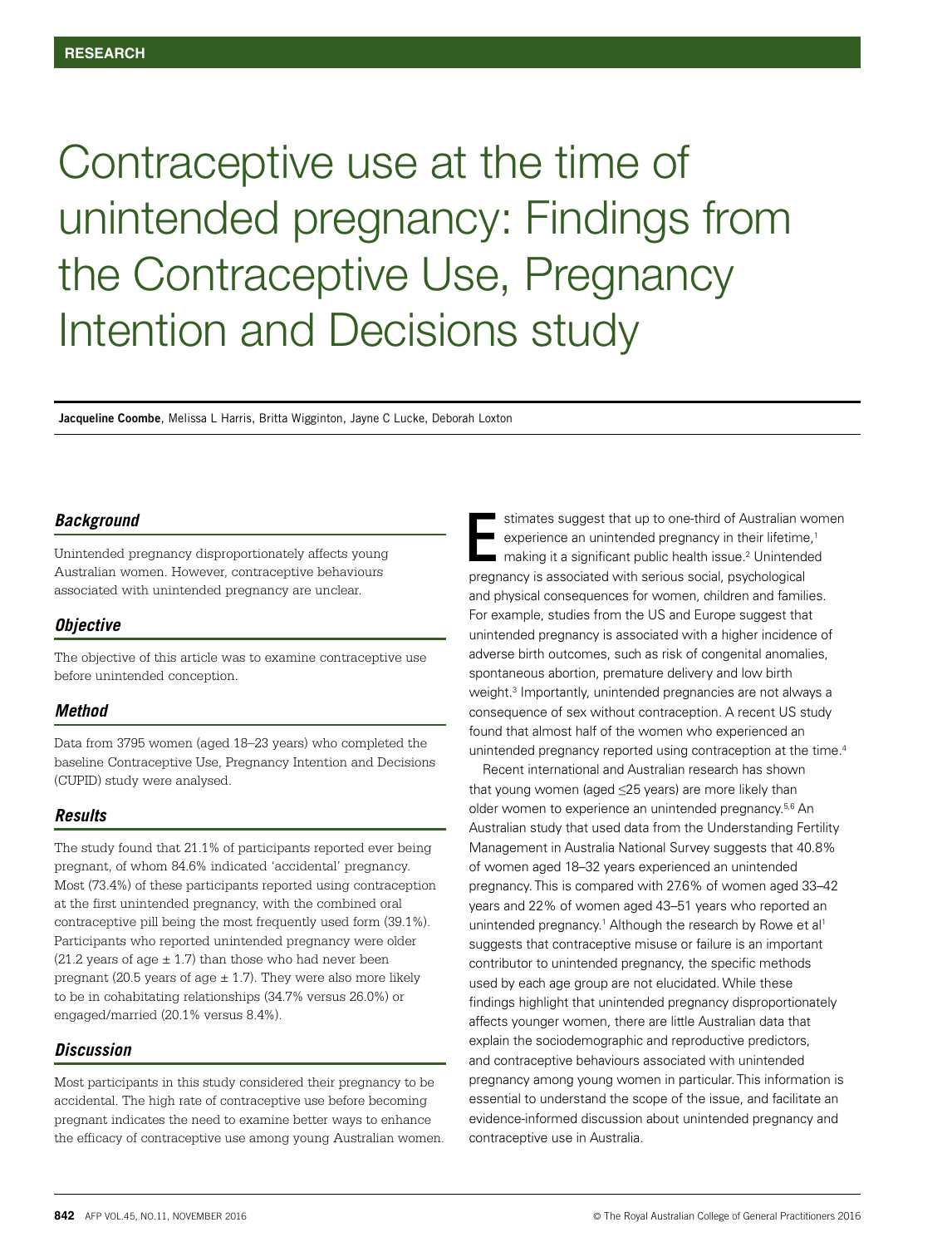RESEARCH

# Contraceptive use at the time of unintended pregnancy: Findings from the Contraceptive Use, Pregnancy Intention and Decisions study

**Jacqueline Coombe**, Melissa L Harris, Britta Wigginton, Jayne C Lucke, Deborah Loxton

### *Background*

Unintended pregnancy disproportionately affects young Australian women. However, contraceptive behaviours associated with unintended pregnancy are unclear.

### *Objective*

The objective of this article was to examine contraceptive use before unintended conception.

### *Method*

Data from 3795 women (aged 18–23 years) who completed the baseline Contraceptive Use, Pregnancy Intention and Decisions (CUPID) study were analysed.

### *Results*

The study found that 21.1% of participants reported ever being pregnant, of whom 84.6% indicated 'accidental' pregnancy. Most (73.4%) of these participants reported using contraception at the first unintended pregnancy, with the combined oral contraceptive pill being the most frequently used form (39.1%). Participants who reported unintended pregnancy were older (21.2 years of age $\pm$ 1.7) than those who had never been pregnant (20.5 years of age $\pm$ 1.7). They were also more likely to be in cohabitating relationships (34.7% versus 26.0%) or engaged/married (20.1% versus 8.4%).

### *Discussion*

Most participants in this study considered their pregnancy to be accidental. The high rate of contraceptive use before becoming pregnant indicates the need to examine better ways to enhance the efficacy of contraceptive use among young Australian women.

Estimates suggest that up to one-third of Australian women experience an unintended pregnancy in their lifetime,[1] making it a significant public health issue.[2] Unintended pregnancy is associated with serious social, psychological and physical consequences for women, children and families. For example, studies from the US and Europe suggest that unintended pregnancy is associated with a higher incidence of adverse birth outcomes, such as risk of congenital anomalies, spontaneous abortion, premature delivery and low birth weight.[3] Importantly, unintended pregnancies are not always a consequence of sex without contraception. A recent US study found that almost half of the women who experienced an unintended pregnancy reported using contraception at the time.[4]

Recent international and Australian research has shown that young women (aged ≤25 years) are more likely than older women to experience an unintended pregnancy.[5,6] An Australian study that used data from the Understanding Fertility Management in Australia National Survey suggests that 40.8% of women aged 18–32 years experienced an unintended pregnancy. This is compared with 27.6% of women aged 33–42 years and 22% of women aged 43–51 years who reported an unintended pregnancy.[1] Although the research by Rowe et al[1] suggests that contraceptive misuse or failure is an important contributor to unintended pregnancy, the specific methods used by each age group are not elucidated. While these findings highlight that unintended pregnancy disproportionately affects younger women, there are little Australian data that explain the sociodemographic and reproductive predictors, and contraceptive behaviours associated with unintended pregnancy among young women in particular. This information is essential to understand the scope of the issue, and facilitate an evidence-informed discussion about unintended pregnancy and contraceptive use in Australia.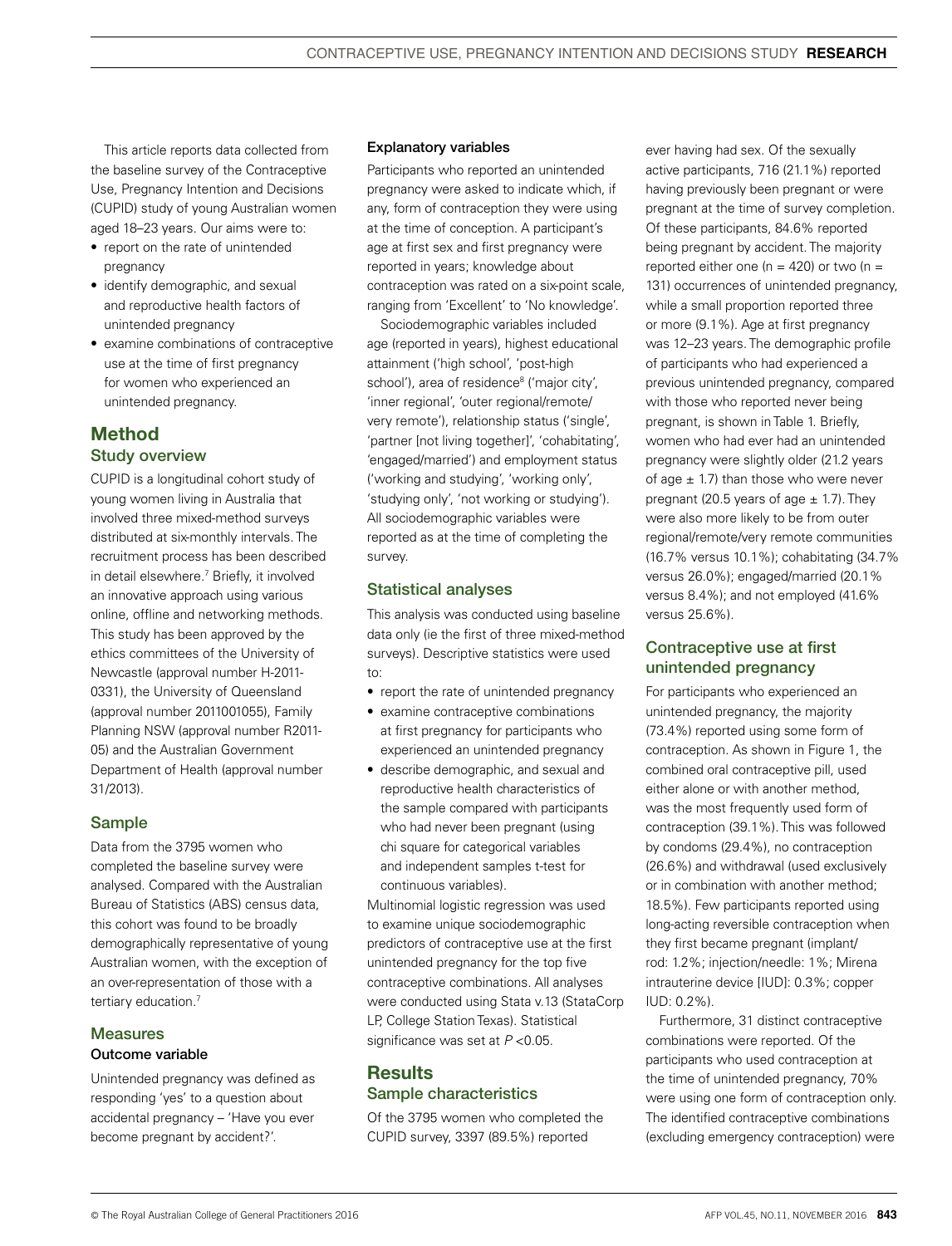This article reports data collected from the baseline survey of the Contraceptive Use, Pregnancy Intention and Decisions (CUPID) study of young Australian women aged 18–23 years. Our aims were to:

- report on the rate of unintended pregnancy
- identify demographic, and sexual and reproductive health factors of unintended pregnancy
- examine combinations of contraceptive use at the time of first pregnancy for women who experienced an unintended pregnancy.

## Method

### Study overview

CUPID is a longitudinal cohort study of young women living in Australia that involved three mixed-method surveys distributed at six-monthly intervals. The recruitment process has been described in detail elsewhere.[7] Briefly, it involved an innovative approach using various online, offline and networking methods. This study has been approved by the ethics committees of the University of Newcastle (approval number H-2011-0331), the University of Queensland (approval number 2011001055), Family Planning NSW (approval number R2011-05) and the Australian Government Department of Health (approval number 31/2013).

### Sample

Data from the 3795 women who completed the baseline survey were analysed. Compared with the Australian Bureau of Statistics (ABS) census data, this cohort was found to be broadly demographically representative of young Australian women, with the exception of an over-representation of those with a tertiary education.[7]

### Measures

#### Outcome variable

Unintended pregnancy was defined as responding 'yes' to a question about accidental pregnancy – 'Have you ever become pregnant by accident?'.

#### Explanatory variables

Participants who reported an unintended pregnancy were asked to indicate which, if any, form of contraception they were using at the time of conception. A participant's age at first sex and first pregnancy were reported in years; knowledge about contraception was rated on a six-point scale, ranging from 'Excellent' to 'No knowledge'.

Sociodemographic variables included age (reported in years), highest educational attainment ('high school', 'post-high school'), area of residence[8] ('major city', 'inner regional', 'outer regional/remote/very remote'), relationship status ('single', 'partner [not living together]', 'cohabitating', 'engaged/married') and employment status ('working and studying', 'working only', 'studying only', 'not working or studying'). All sociodemographic variables were reported as at the time of completing the survey.

### Statistical analyses

This analysis was conducted using baseline data only (ie the first of three mixed-method surveys). Descriptive statistics were used to:

- report the rate of unintended pregnancy
- examine contraceptive combinations at first pregnancy for participants who experienced an unintended pregnancy
- describe demographic, and sexual and reproductive health characteristics of the sample compared with participants who had never been pregnant (using chi square for categorical variables and independent samples t-test for continuous variables).

Multinomial logistic regression was used to examine unique sociodemographic predictors of contraceptive use at the first unintended pregnancy for the top five contraceptive combinations. All analyses were conducted using Stata v.13 (StataCorp LP, College Station Texas). Statistical significance was set at $P < 0.05$.

## Results

### Sample characteristics

Of the 3795 women who completed the CUPID survey, 3397 (89.5%) reported ever having had sex. Of the sexually active participants, 716 (21.1%) reported having previously been pregnant or were pregnant at the time of survey completion. Of these participants, 84.6% reported being pregnant by accident. The majority reported either one (n = 420) or two (n = 131) occurrences of unintended pregnancy, while a small proportion reported three or more (9.1%). Age at first pregnancy was 12–23 years. The demographic profile of participants who had experienced a previous unintended pregnancy, compared with those who reported never being pregnant, is shown in Table 1. Briefly, women who had ever had an unintended pregnancy were slightly older (21.2 years of age ± 1.7) than those who were never pregnant (20.5 years of age ± 1.7). They were also more likely to be from outer regional/remote/very remote communities (16.7% versus 10.1%); cohabitating (34.7% versus 26.0%); engaged/married (20.1% versus 8.4%); and not employed (41.6% versus 25.6%).

### Contraceptive use at first unintended pregnancy

For participants who experienced an unintended pregnancy, the majority (73.4%) reported using some form of contraception. As shown in Figure 1, the combined oral contraceptive pill, used either alone or with another method, was the most frequently used form of contraception (39.1%). This was followed by condoms (29.4%), no contraception (26.6%) and withdrawal (used exclusively or in combination with another method; 18.5%). Few participants reported using long-acting reversible contraception when they first became pregnant (implant/rod: 1.2%; injection/needle: 1%; Mirena intrauterine device [IUD]: 0.3%; copper IUD: 0.2%).

Furthermore, 31 distinct contraceptive combinations were reported. Of the participants who used contraception at the time of unintended pregnancy, 70% were using one form of contraception only. The identified contraceptive combinations (excluding emergency contraception) were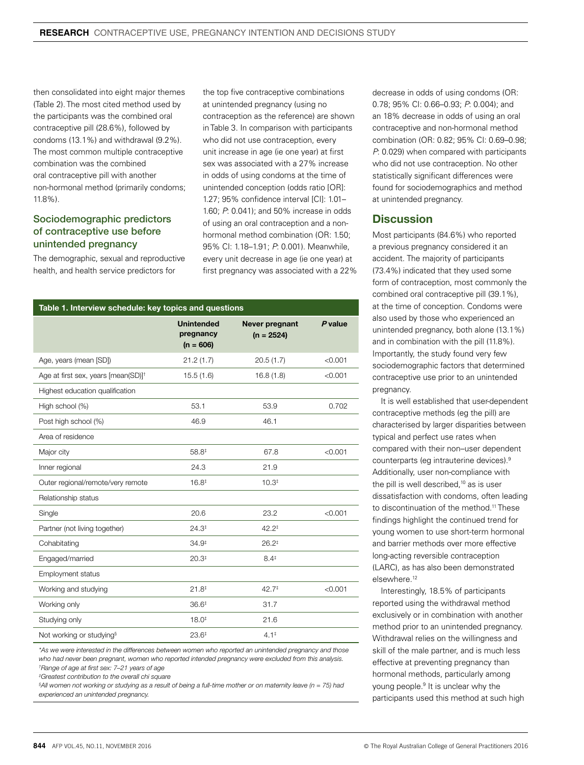then consolidated into eight major themes (Table 2). The most cited method used by the participants was the combined oral contraceptive pill (28.6%), followed by condoms (13.1%) and withdrawal (9.2%). The most common multiple contraceptive combination was the combined oral contraceptive pill with another non-hormonal method (primarily condoms; 11.8%).

### Sociodemographic predictors of contraceptive use before unintended pregnancy

The demographic, sexual and reproductive health, and health service predictors for the top five contraceptive combinations at unintended pregnancy (using no contraception as the reference) are shown in Table 3. In comparison with participants who did not use contraception, every unit increase in age (ie one year) at first sex was associated with a 27% increase in odds of using condoms at the time of unintended conception (odds ratio [OR]: 1.27; 95% confidence interval [CI]: 1.01–1.60; *P*: 0.041); and 50% increase in odds of using an oral contraception and a non-hormonal method combination (OR: 1.50; 95% CI: 1.18–1.91; *P*: 0.001). Meanwhile, every unit decrease in age (ie one year) at first pregnancy was associated with a 22% decrease in odds of using condoms (OR: 0.78; 95% CI: 0.66–0.93; *P*: 0.004); and an 18% decrease in odds of using an oral contraceptive and non-hormonal method combination (OR: 0.82; 95% CI: 0.69–0.98; *P*: 0.029) when compared with participants who did not use contraception. No other statistically significant differences were found for sociodemographics and method at unintended pregnancy.

**Table 1. Interview schedule: key topics and questions**

| | Unintended pregnancy (n = 606) | Never pregnant (n = 2524) | *P* value |
|---|---|---|---|
| Age, years (mean [SD]) | 21.2 (1.7) | 20.5 (1.7) | <0.001 |
| Age at first sex, years [mean(SD)][†] | 15.5 (1.6) | 16.8 (1.8) | <0.001 |
| Highest education qualification | | | |
| High school (%) | 53.1 | 53.9 | 0.702 |
| Post high school (%) | 46.9 | 46.1 | |
| Area of residence | | | |
| Major city | 58.8[‡] | 67.8 | <0.001 |
| Inner regional | 24.3 | 21.9 | |
| Outer regional/remote/very remote | 16.8[‡] | 10.3[‡] | |
| Relationship status | | | |
| Single | 20.6 | 23.2 | <0.001 |
| Partner (not living together) | 24.3[‡] | 42.2[‡] | |
| Cohabitating | 34.9[‡] | 26.2[‡] | |
| Engaged/married | 20.3[‡] | 8.4[‡] | |
| Employment status | | | |
| Working and studying | 21.8[‡] | 42.7[‡] | <0.001 |
| Working only | 36.6[‡] | 31.7 | |
| Studying only | 18.0[‡] | 21.6 | |
| Not working or studying[§] | 23.6[‡] | 4.1[‡] | |

*As we were interested in the differences between women who reported an unintended pregnancy and those who had never been pregnant, women who reported intended pregnancy were excluded from this analysis.*
*[†]Range of age at first sex: 7–21 years of age*
*[‡]Greatest contribution to the overall chi square*
*[§]All women not working or studying as a result of being a full-time mother or on maternity leave (n = 75) had experienced an unintended pregnancy.*

## Discussion

Most participants (84.6%) who reported a previous pregnancy considered it an accident. The majority of participants (73.4%) indicated that they used some form of contraception, most commonly the combined oral contraceptive pill (39.1%), at the time of conception. Condoms were also used by those who experienced an unintended pregnancy, both alone (13.1%) and in combination with the pill (11.8%). Importantly, the study found very few sociodemographic factors that determined contraceptive use prior to an unintended pregnancy.

It is well established that user-dependent contraceptive methods (eg the pill) are characterised by larger disparities between typical and perfect use rates when compared with their non–user dependent counterparts (eg intrauterine devices).[9] Additionally, user non-compliance with the pill is well described,[10] as is user dissatisfaction with condoms, often leading to discontinuation of the method.[11] These findings highlight the continued trend for young women to use short-term hormonal and barrier methods over more effective long-acting reversible contraception (LARC), as has also been demonstrated elsewhere.[12]

Interestingly, 18.5% of participants reported using the withdrawal method exclusively or in combination with another method prior to an unintended pregnancy. Withdrawal relies on the willingness and skill of the male partner, and is much less effective at preventing pregnancy than hormonal methods, particularly among young people.[9] It is unclear why the participants used this method at such high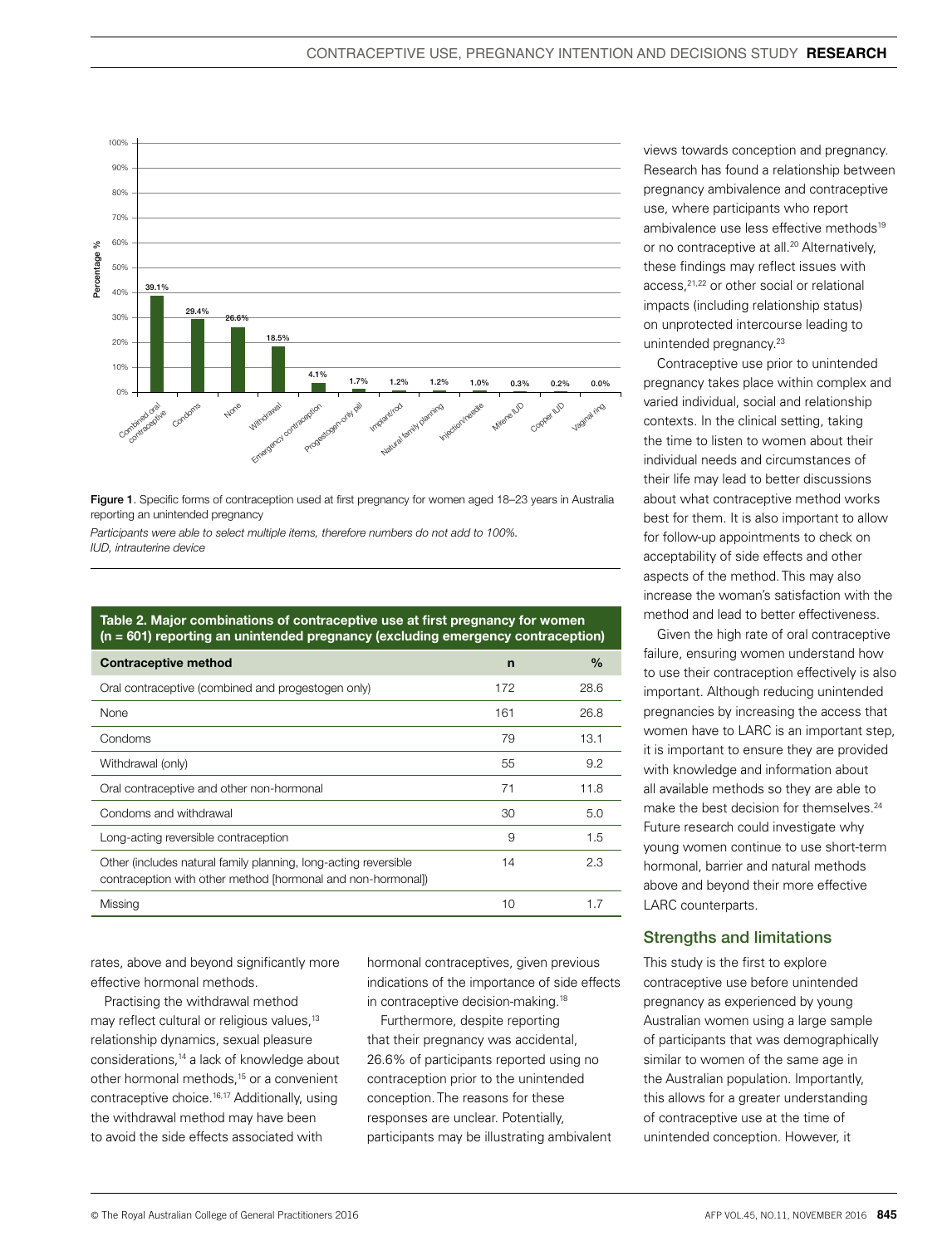Figure 1. Specific forms of contraception used at first pregnancy for women aged 18–23 years in Australia reporting an unintended pregnancy

*Participants were able to select multiple items, therefore numbers do not add to 100%.*
*IUD, intrauterine device*

**Table 2. Major combinations of contraceptive use at first pregnancy for women (n = 601) reporting an unintended pregnancy (excluding emergency contraception)**

| Contraceptive method | n | % |
|---|---|---|
| Oral contraceptive (combined and progestogen only) | 172 | 28.6 |
| None | 161 | 26.8 |
| Condoms | 79 | 13.1 |
| Withdrawal (only) | 55 | 9.2 |
| Oral contraceptive and other non-hormonal | 71 | 11.8 |
| Condoms and withdrawal | 30 | 5.0 |
| Long-acting reversible contraception | 9 | 1.5 |
| Other (includes natural family planning, long-acting reversible contraception with other method [hormonal and non-hormonal]) | 14 | 2.3 |
| Missing | 10 | 1.7 |

rates, above and beyond significantly more effective hormonal methods.

Practising the withdrawal method may reflect cultural or religious values,[13] relationship dynamics, sexual pleasure considerations,[14] a lack of knowledge about other hormonal methods,[15] or a convenient contraceptive choice.[16,17] Additionally, using the withdrawal method may have been to avoid the side effects associated with hormonal contraceptives, given previous indications of the importance of side effects in contraceptive decision-making.[18]

Furthermore, despite reporting that their pregnancy was accidental, 26.6% of participants reported using no contraception prior to the unintended conception. The reasons for these responses are unclear. Potentially, participants may be illustrating ambivalent views towards conception and pregnancy. Research has found a relationship between pregnancy ambivalence and contraceptive use, where participants who report ambivalence use less effective methods[19] or no contraceptive at all.[20] Alternatively, these findings may reflect issues with access,[21,22] or other social or relational impacts (including relationship status) on unprotected intercourse leading to unintended pregnancy.[23]

Contraceptive use prior to unintended pregnancy takes place within complex and varied individual, social and relationship contexts. In the clinical setting, taking the time to listen to women about their individual needs and circumstances of their life may lead to better discussions about what contraceptive method works best for them. It is also important to allow for follow-up appointments to check on acceptability of side effects and other aspects of the method. This may also increase the woman's satisfaction with the method and lead to better effectiveness.

Given the high rate of oral contraceptive failure, ensuring women understand how to use their contraception effectively is also important. Although reducing unintended pregnancies by increasing the access that women have to LARC is an important step, it is important to ensure they are provided with knowledge and information about all available methods so they are able to make the best decision for themselves.[24] Future research could investigate why young women continue to use short-term hormonal, barrier and natural methods above and beyond their more effective LARC counterparts.

## Strengths and limitations

This study is the first to explore contraceptive use before unintended pregnancy as experienced by young Australian women using a large sample of participants that was demographically similar to women of the same age in the Australian population. Importantly, this allows for a greater understanding of contraceptive use at the time of unintended conception. However, it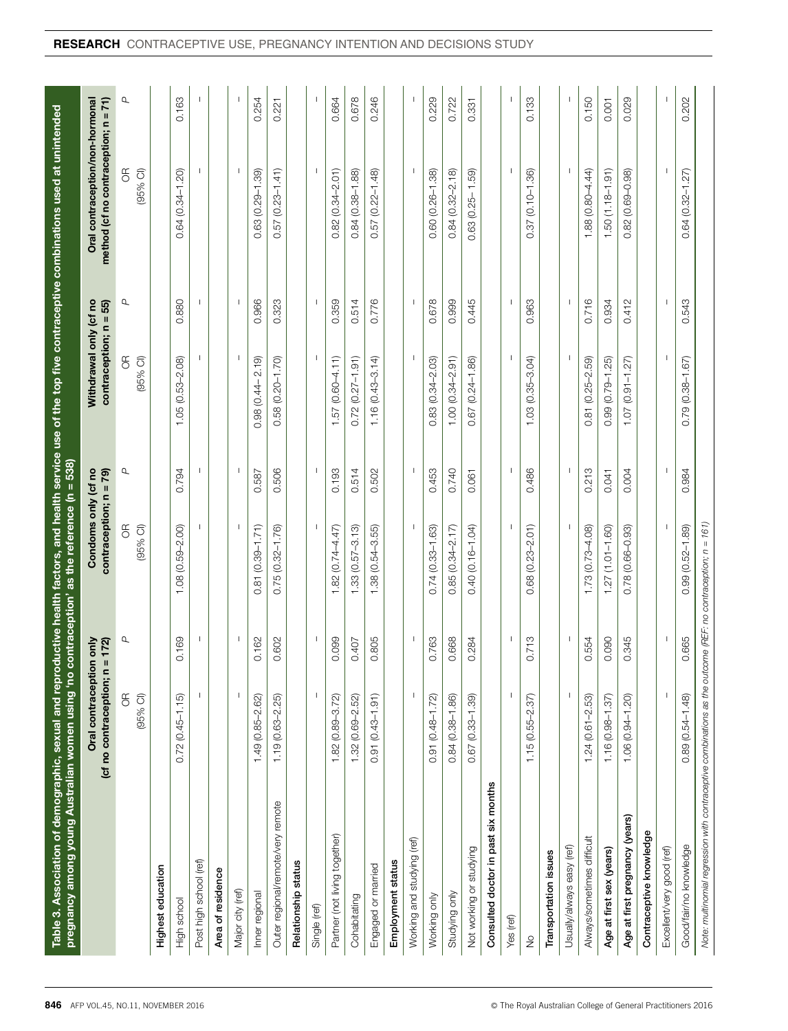**Table 3. Association of demographic, sexual and reproductive health factors, and health service use of the top five contraceptive combinations used at unintended pregnancy among young Australian women using 'no contraception' as the reference (n = 538)**

| | Oral contraception only (cf no contraception; n = 172) | | Condoms only (cf no contraception; n = 79) | | Withdrawal only (cf no contraception; n = 55) | | Oral contraception/non-hormonal method (cf no contraception; n = 71) | |
|---|---|---|---|---|---|---|---|---|
| | OR (95% CI) | P | OR (95% CI) | P | OR (95% CI) | P | OR (95% CI) | P |
| **Highest education** | | | | | | | | |
| High school | 0.72 (0.45–1.15) | 0.169 | 1.08 (0.59–2.00) | 0.794 | 1.05 (0.53–2.08) | 0.880 | 0.64 (0.34–1.20) | 0.163 |
| Post high school (ref) | – | – | – | – | – | – | – | – |
| **Area of residence** | | | | | | | | |
| Major city (ref) | – | – | – | – | – | – | – | – |
| Inner regional | 1.49 (0.85–2.62) | 0.162 | 0.81 (0.39–1.71) | 0.587 | 0.98 (0.44– 2.19) | 0.966 | 0.63 (0.29–1.39) | 0.254 |
| Outer regional/remote/very remote | 1.19 (0.63–2.25) | 0.602 | 0.75 (0.32–1.76) | 0.506 | 0.58 (0.20–1.70) | 0.323 | 0.57 (0.23–1.41) | 0.221 |
| **Relationship status** | | | | | | | | |
| Single (ref) | – | – | – | – | – | – | – | – |
| Partner (not living together) | 1.82 (0.89–3.72) | 0.099 | 1.82 (0.74–4.47) | 0.193 | 1.57 (0.60–4.11) | 0.359 | 0.82 (0.34–2.01) | 0.664 |
| Cohabitating | 1.32 (0.69–2.52) | 0.407 | 1.33 (0.57–3.13) | 0.514 | 0.72 (0.27–1.91) | 0.514 | 0.84 (0.38–1.88) | 0.678 |
| Engaged or married | 0.91 (0.43–1.91) | 0.805 | 1.38 (0.54–3.55) | 0.502 | 1.16 (0.43–3.14) | 0.776 | 0.57 (0.22–1.48) | 0.246 |
| **Employment status** | | | | | | | | |
| Working and studying (ref) | – | – | – | – | – | – | – | – |
| Working only | 0.91 (0.48–1.72) | 0.763 | 0.74 (0.33–1.63) | 0.453 | 0.83 (0.34–2.03) | 0.678 | 0.60 (0.26–1.38) | 0.229 |
| Studying only | 0.84 (0.38–1.86) | 0.668 | 0.85 (0.34–2.17) | 0.740 | 1.00 (0.34–2.91) | 0.999 | 0.84 (0.32–2.18) | 0.722 |
| Not working or studying | 0.67 (0.33–1.39) | 0.284 | 0.40 (0.16–1.04) | 0.061 | 0.67 (0.24–1.86) | 0.445 | 0.63 (0.25–1.59) | 0.331 |
| **Consulted doctor in past six months** | | | | | | | | |
| Yes (ref) | – | – | – | – | – | – | – | – |
| No | 1.15 (0.55–2.37) | 0.713 | 0.68 (0.23–2.01) | 0.486 | 1.03 (0.35–3.04) | 0.963 | 0.37 (0.10–1.36) | 0.133 |
| **Transportation issues** | | | | | | | | |
| Usually/always easy (ref) | – | – | – | – | – | – | – | – |
| Always/sometimes difficult | 1.24 (0.61–2.53) | 0.554 | 1.73 (0.73–4.08) | 0.213 | 0.81 (0.25–2.59) | 0.716 | 1.88 (0.80–4.44) | 0.150 |
| **Age at first sex (years)** | 1.16 (0.98–1.37) | 0.090 | 1.27 (1.01–1.60) | 0.041 | 0.99 (0.79–1.25) | 0.934 | 1.50 (1.18–1.91) | 0.001 |
| **Age at first pregnancy (years)** | 1.06 (0.94–1.20) | 0.345 | 0.78 (0.66–0.93) | 0.004 | 1.07 (0.91–1.27) | 0.412 | 0.82 (0.69–0.98) | 0.029 |
| **Contraceptive knowledge** | | | | | | | | |
| Excellent/very good (ref) | – | – | – | – | – | – | – | – |
| Good/fair/no knowledge | 0.89 (0.54–1.48) | 0.665 | 0.99 (0.52–1.89) | 0.984 | 0.79 (0.38–1.67) | 0.543 | 0.64 (0.32–1.27) | 0.202 |

*Note: multinomial regression with contraceptive combinations as the outcome (REF: no contraception; n = 161)*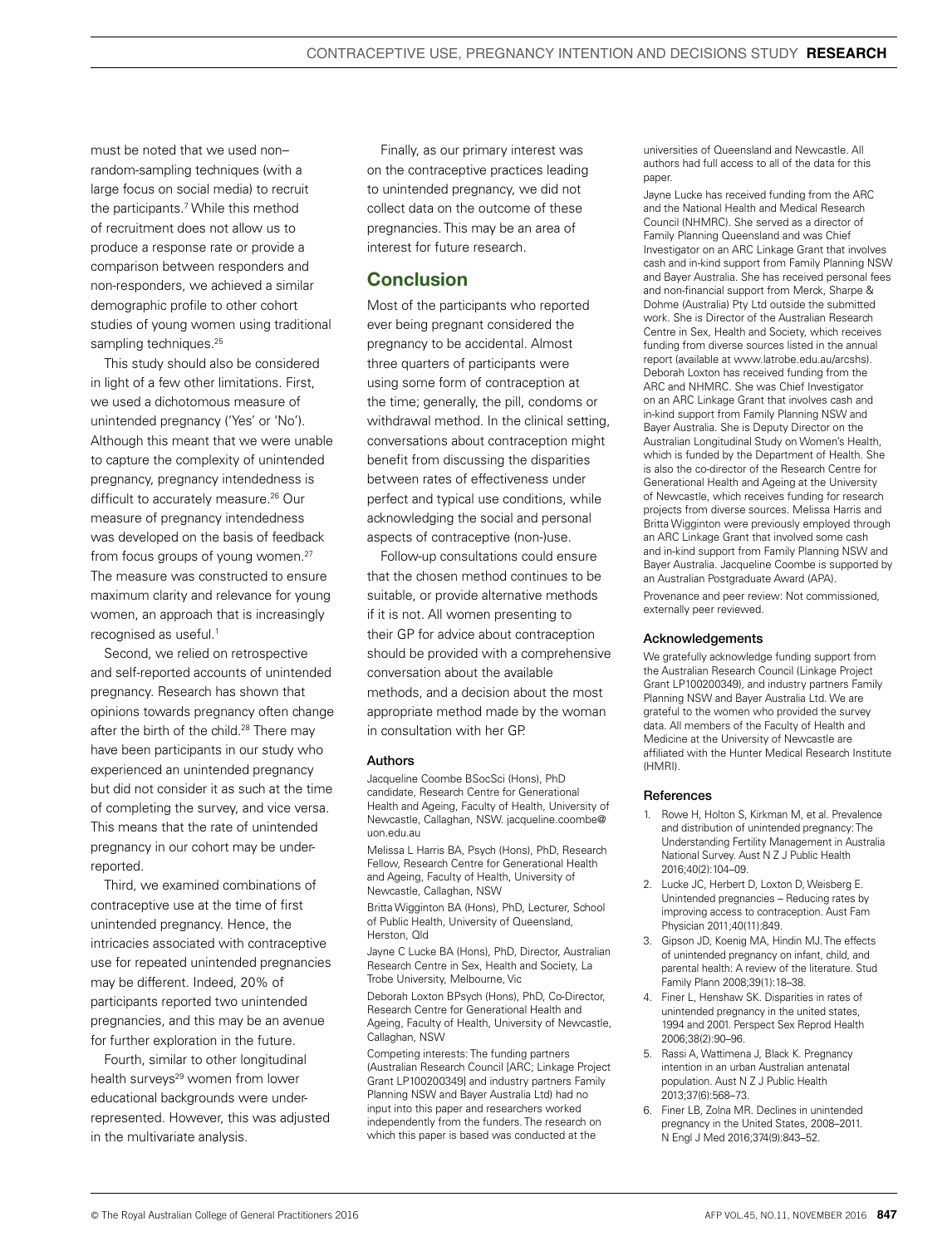must be noted that we used non–random-sampling techniques (with a large focus on social media) to recruit the participants.[7] While this method of recruitment does not allow us to produce a response rate or provide a comparison between responders and non-responders, we achieved a similar demographic profile to other cohort studies of young women using traditional sampling techniques.[25]

This study should also be considered in light of a few other limitations. First, we used a dichotomous measure of unintended pregnancy ('Yes' or 'No'). Although this meant that we were unable to capture the complexity of unintended pregnancy, pregnancy intendedness is difficult to accurately measure.[26] Our measure of pregnancy intendedness was developed on the basis of feedback from focus groups of young women.[27] The measure was constructed to ensure maximum clarity and relevance for young women, an approach that is increasingly recognised as useful.[1]

Second, we relied on retrospective and self-reported accounts of unintended pregnancy. Research has shown that opinions towards pregnancy often change after the birth of the child.[28] There may have been participants in our study who experienced an unintended pregnancy but did not consider it as such at the time of completing the survey, and vice versa. This means that the rate of unintended pregnancy in our cohort may be under-reported.

Third, we examined combinations of contraceptive use at the time of first unintended pregnancy. Hence, the intricacies associated with contraceptive use for repeated unintended pregnancies may be different. Indeed, 20% of participants reported two unintended pregnancies, and this may be an avenue for further exploration in the future.

Fourth, similar to other longitudinal health surveys[29] women from lower educational backgrounds were under-represented. However, this was adjusted in the multivariate analysis.

Finally, as our primary interest was on the contraceptive practices leading to unintended pregnancy, we did not collect data on the outcome of these pregnancies. This may be an area of interest for future research.

## Conclusion

Most of the participants who reported ever being pregnant considered the pregnancy to be accidental. Almost three quarters of participants were using some form of contraception at the time; generally, the pill, condoms or withdrawal method. In the clinical setting, conversations about contraception might benefit from discussing the disparities between rates of effectiveness under perfect and typical use conditions, while acknowledging the social and personal aspects of contraceptive (non-)use.

Follow-up consultations could ensure that the chosen method continues to be suitable, or provide alternative methods if it is not. All women presenting to their GP for advice about contraception should be provided with a comprehensive conversation about the available methods, and a decision about the most appropriate method made by the woman in consultation with her GP.

### Authors

Jacqueline Coombe BSocSci (Hons), PhD candidate, Research Centre for Generational Health and Ageing, Faculty of Health, University of Newcastle, Callaghan, NSW. jacqueline.coombe@uon.edu.au

Melissa L Harris BA, Psych (Hons), PhD, Research Fellow, Research Centre for Generational Health and Ageing, Faculty of Health, University of Newcastle, Callaghan, NSW

Britta Wigginton BA (Hons), PhD, Lecturer, School of Public Health, University of Queensland, Herston, Qld

Jayne C Lucke BA (Hons), PhD, Director, Australian Research Centre in Sex, Health and Society, La Trobe University, Melbourne, Vic

Deborah Loxton BPsych (Hons), PhD, Co-Director, Research Centre for Generational Health and Ageing, Faculty of Health, University of Newcastle, Callaghan, NSW

Competing interests: The funding partners (Australian Research Council [ARC; Linkage Project Grant LP100200349] and industry partners Family Planning NSW and Bayer Australia Ltd) had no input into this paper and researchers worked independently from the funders. The research on which this paper is based was conducted at the universities of Queensland and Newcastle. All authors had full access to all of the data for this paper.

Jayne Lucke has received funding from the ARC and the National Health and Medical Research Council (NHMRC). She served as a director of Family Planning Queensland and was Chief Investigator on an ARC Linkage Grant that involves cash and in-kind support from Family Planning NSW and Bayer Australia. She has received personal fees and non-financial support from Merck, Sharpe & Dohme (Australia) Pty Ltd outside the submitted work. She is Director of the Australian Research Centre in Sex, Health and Society, which receives funding from diverse sources listed in the annual report (available at www.latrobe.edu.au/arcshs). Deborah Loxton has received funding from the ARC and NHMRC. She was Chief Investigator on an ARC Linkage Grant that involves cash and in-kind support from Family Planning NSW and Bayer Australia. She is Deputy Director on the Australian Longitudinal Study on Women's Health, which is funded by the Department of Health. She is also the co-director of the Research Centre for Generational Health and Ageing at the University of Newcastle, which receives funding for research projects from diverse sources. Melissa Harris and Britta Wigginton were previously employed through an ARC Linkage Grant that involved some cash and in-kind support from Family Planning NSW and Bayer Australia. Jacqueline Coombe is supported by an Australian Postgraduate Award (APA).

Provenance and peer review: Not commissioned, externally peer reviewed.

### Acknowledgements

We gratefully acknowledge funding support from the Australian Research Council (Linkage Project Grant LP100200349), and industry partners Family Planning NSW and Bayer Australia Ltd. We are grateful to the women who provided the survey data. All members of the Faculty of Health and Medicine at the University of Newcastle are affiliated with the Hunter Medical Research Institute (HMRI).

### References

1. Rowe H, Holton S, Kirkman M, et al. Prevalence and distribution of unintended pregnancy: The Understanding Fertility Management in Australia National Survey. Aust N Z J Public Health 2016;40(2):104–09.
2. Lucke JC, Herbert D, Loxton D, Weisberg E. Unintended pregnancies – Reducing rates by improving access to contraception. Aust Fam Physician 2011;40(11):849.
3. Gipson JD, Koenig MA, Hindin MJ. The effects of unintended pregnancy on infant, child, and parental health: A review of the literature. Stud Family Plann 2008;39(1):18–38.
4. Finer L, Henshaw SK. Disparities in rates of unintended pregnancy in the united states, 1994 and 2001. Perspect Sex Reprod Health 2006;38(2):90–96.
5. Rassi A, Wattimena J, Black K. Pregnancy intention in an urban Australian antenatal population. Aust N Z J Public Health 2013;37(6):568–73.
6. Finer LB, Zolna MR. Declines in unintended pregnancy in the United States, 2008–2011. N Engl J Med 2016;374(9):843–52.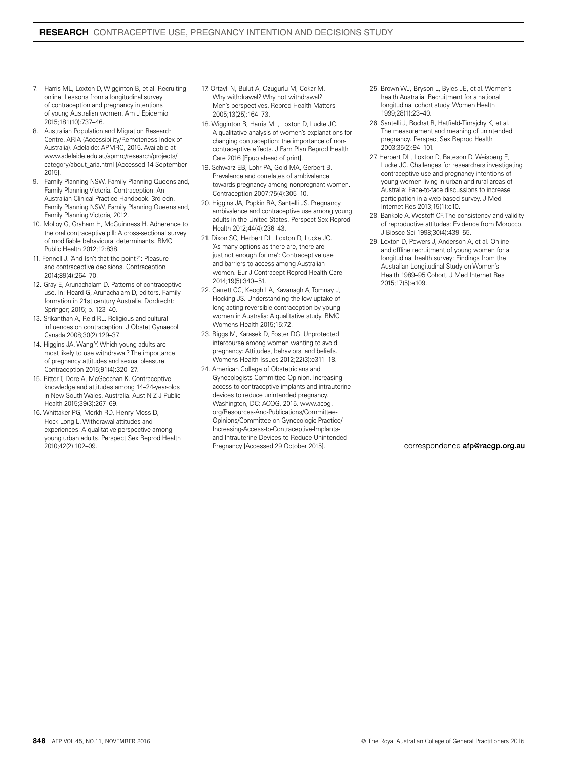7. Harris ML, Loxton D, Wigginton B, et al. Recruiting online: Lessons from a longitudinal survey of contraception and pregnancy intentions of young Australian women. Am J Epidemiol 2015;181(10):737–46.
8. Australian Population and Migration Research Centre. ARIA (Accessibility/Remoteness Index of Australia). Adelaide: APMRC, 2015. Available at www.adelaide.edu.au/apmrc/research/projects/category/about_aria.html [Accessed 14 September 2015].
9. Family Planning NSW, Family Planning Queensland, Family Planning Victoria. Contraception: An Australian Clinical Practice Handbook. 3rd edn. Family Planning NSW, Family Planning Queensland, Family Planning Victoria, 2012.
10. Molloy G, Graham H, McGuinness H. Adherence to the oral contraceptive pill: A cross-sectional survey of modifiable behavioural determinants. BMC Public Health 2012;12:838.
11. Fennell J. 'And Isn't that the point?': Pleasure and contraceptive decisions. Contraception 2014;89(4):264–70.
12. Gray E, Arunachalam D. Patterns of contraceptive use. In: Heard G, Arunachalam D, editors. Family formation in 21st century Australia. Dordrecht: Springer; 2015; p. 123–40.
13. Srikanthan A, Reid RL. Religious and cultural influences on contraception. J Obstet Gynaecol Canada 2008;30(2):129–37.
14. Higgins JA, Wang Y. Which young adults are most likely to use withdrawal? The importance of pregnancy attitudes and sexual pleasure. Contraception 2015;91(4):320–27.
15. Ritter T, Dore A, McGeechan K. Contraceptive knowledge and attitudes among 14–24-year-olds in New South Wales, Australia. Aust N Z J Public Health 2015;39(3):267–69.
16. Whittaker PG, Merkh RD, Henry-Moss D, Hock-Long L. Withdrawal attitudes and experiences: A qualitative perspective among young urban adults. Perspect Sex Reprod Health 2010;42(2):102–09.
17. Ortayli N, Bulut A, Ozugurlu M, Cokar M. Why withdrawal? Why not withdrawal? Men's perspectives. Reprod Health Matters 2005;13(25):164–73.
18. Wigginton B, Harris ML, Loxton D, Lucke JC. A qualitative analysis of women's explanations for changing contraception: the importance of non-contraceptive effects. J Fam Plan Reprod Health Care 2016 [Epub ahead of print].
19. Schwarz EB, Lohr PA, Gold MA, Gerbert B. Prevalence and correlates of ambivalence towards pregnancy among nonpregnant women. Contraception 2007;75(4):305–10.
20. Higgins JA, Popkin RA, Santelli JS. Pregnancy ambivalence and contraceptive use among young adults in the United States. Perspect Sex Reprod Health 2012;44(4):236–43.
21. Dixon SC, Herbert DL, Loxton D, Lucke JC. 'As many options as there are, there are just not enough for me': Contraceptive use and barriers to access among Australian women. Eur J Contracept Reprod Health Care 2014;19(5):340–51.
22. Garrett CC, Keogh LA, Kavanagh A, Tomnay J, Hocking JS. Understanding the low uptake of long-acting reversible contraception by young women in Australia: A qualitative study. BMC Womens Health 2015;15:72.
23. Biggs M, Karasek D, Foster DG. Unprotected intercourse among women wanting to avoid pregnancy: Attitudes, behaviors, and beliefs. Womens Health Issues 2012;22(3):e311–18.
24. American College of Obstetricians and Gynecologists Committee Opinion. Increasing access to contraceptive implants and intrauterine devices to reduce unintended pregnancy. Washington, DC: ACOG, 2015. www.acog.org/Resources-And-Publications/Committee-Opinions/Committee-on-Gynecologic-Practice/Increasing-Access-to-Contraceptive-Implants-and-Intrauterine-Devices-to-Reduce-Unintended-Pregnancy [Accessed 29 October 2015].
25. Brown WJ, Bryson L, Byles JE, et al. Women's health Australia: Recruitment for a national longitudinal cohort study. Women Health 1999;28(1):23–40.
26. Santelli J, Rochat R, Hatfield-Timajchy K, et al. The measurement and meaning of unintended pregnancy. Perspect Sex Reprod Health 2003;35(2):94–101.
27. Herbert DL, Loxton D, Bateson D, Weisberg E, Lucke JC. Challenges for researchers investigating contraceptive use and pregnancy intentions of young women living in urban and rural areas of Australia: Face-to-face discussions to increase participation in a web-based survey. J Med Internet Res 2013;15(1):e10.
28. Bankole A, Westoff CF. The consistency and validity of reproductive attitudes: Evidence from Morocco. J Biosoc Sci 1998;30(4):439–55.
29. Loxton D, Powers J, Anderson A, et al. Online and offline recruitment of young women for a longitudinal health survey: Findings from the Australian Longitudinal Study on Women's Health 1989–95 Cohort. J Med Internet Res 2015;17(5):e109.

correspondence **afp@racgp.org.au**